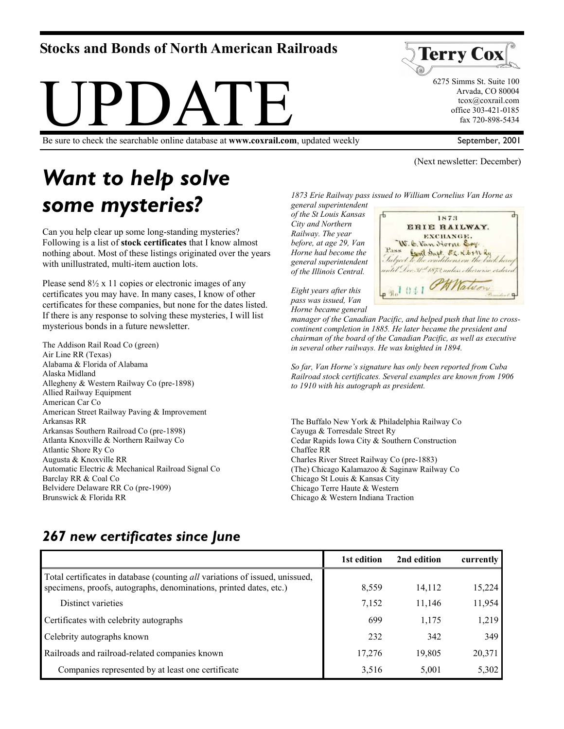# Stocks and Bonds of North American Railroads

# UPDATE

Terry Cox
6275 Simms St. Suite 100
Arvada, CO 80004
tcox@coxrail.com
office 303-421-0185
fax 720-898-5434

Be sure to check the searchable online database at **www.coxrail.com**, updated weekly

September, 2001

(Next newsletter: December)

## *Want to help solve some mysteries?*

Can you help clear up some long-standing mysteries? Following is a list of **stock certificates** that I know almost nothing about. Most of these listings originated over the years with unillustrated, multi-item auction lots.

Please send 8½ x 11 copies or electronic images of any certificates you may have. In many cases, I know of other certificates for these companies, but none for the dates listed. If there is any response to solving these mysteries, I will list mysterious bonds in a future newsletter.

The Addison Rail Road Co (green)
Air Line RR (Texas)
Alabama & Florida of Alabama
Alaska Midland
Allegheny & Western Railway Co (pre-1898)
Allied Railway Equipment
American Car Co
American Street Railway Paving & Improvement
Arkansas RR
Arkansas Southern Railroad Co (pre-1898)
Atlanta Knoxville & Northern Railway Co
Atlantic Shore Ry Co
Augusta & Knoxville RR
Automatic Electric & Mechanical Railroad Signal Co
Barclay RR & Coal Co
Belvidere Delaware RR Co (pre-1909)
Brunswick & Florida RR
The Buffalo New York & Philadelphia Railway Co
Cayuga & Torresdale Street Ry
Cedar Rapids Iowa City & Southern Construction
Chaffee RR
Charles River Street Railway Co (pre-1883)
(The) Chicago Kalamazoo & Saginaw Railway Co
Chicago St Louis & Kansas City
Chicago Terre Haute & Western
Chicago & Western Indiana Traction

*1873 Erie Railway pass issued to William Cornelius Van Horne as general superintendent of the St Louis Kansas City and Northern Railway. The year before, at age 29, Van Horne had become the general superintendent of the Illinois Central.*

*Eight years after this pass was issued, Van Horne became general manager of the Canadian Pacific, and helped push that line to cross-continent completion in 1885. He later became the president and chairman of the board of the Canadian Pacific, as well as executive in several other railways. He was knighted in 1894.*

*So far, Van Horne's signature has only been reported from Cuba Railroad stock certificates. Several examples are known from 1906 to 1910 with his autograph as president.*

## *267 new certificates since June*

| | 1st edition | 2nd edition | currently |
|---|---|---|---|
| Total certificates in database (counting *all* variations of issued, unissued, specimens, proofs, autographs, denominations, printed dates, etc.) | 8,559 | 14,112 | 15,224 |
| Distinct varieties | 7,152 | 11,146 | 11,954 |
| Certificates with celebrity autographs | 699 | 1,175 | 1,219 |
| Celebrity autographs known | 232 | 342 | 349 |
| Railroads and railroad-related companies known | 17,276 | 19,805 | 20,371 |
| Companies represented by at least one certificate | 3,516 | 5,001 | 5,302 |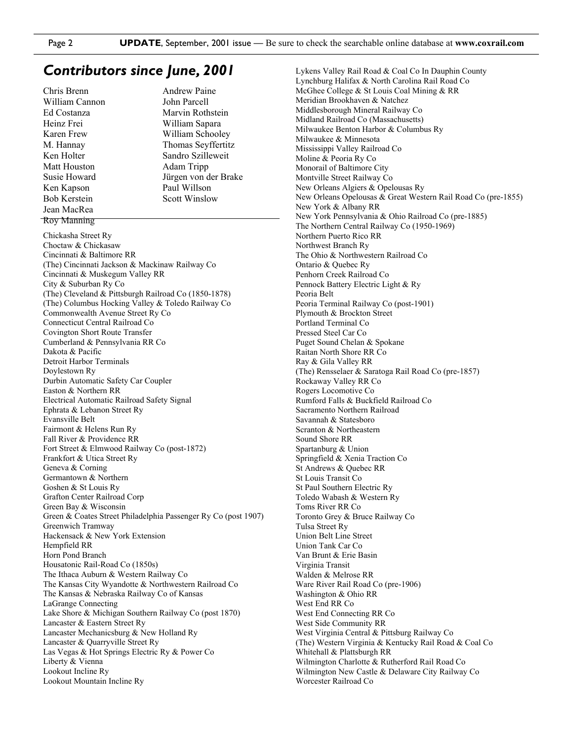## *Contributors since June, 2001*

Chris Brenn
William Cannon
Ed Costanza
Heinz Frei
Karen Frew
M. Hannay
Ken Holter
Matt Houston
Susie Howard
Ken Kapson
Bob Kerstein
Jean MacRea
Roy Manning
Andrew Paine
John Parcell
Marvin Rothstein
William Sapara
William Schooley
Thomas Seyffertitz
Sandro Szilleweit
Adam Tripp
Jürgen von der Brake
Paul Willson
Scott Winslow

---

Chickasha Street Ry
Choctaw & Chickasaw
Cincinnati & Baltimore RR
(The) Cincinnati Jackson & Mackinaw Railway Co
Cincinnati & Muskegum Valley RR
City & Suburban Ry Co
(The) Cleveland & Pittsburgh Railroad Co (1850-1878)
(The) Columbus Hocking Valley & Toledo Railway Co
Commonwealth Avenue Street Ry Co
Connecticut Central Railroad Co
Covington Short Route Transfer
Cumberland & Pennsylvania RR Co
Dakota & Pacific
Detroit Harbor Terminals
Doylestown Ry
Durbin Automatic Safety Car Coupler
Easton & Northern RR
Electrical Automatic Railroad Safety Signal
Ephrata & Lebanon Street Ry
Evansville Belt
Fairmont & Helens Run Ry
Fall River & Providence RR
Fort Street & Elmwood Railway Co (post-1872)
Frankfort & Utica Street Ry
Geneva & Corning
Germantown & Northern
Goshen & St Louis Ry
Grafton Center Railroad Corp
Green Bay & Wisconsin
Green & Coates Street Philadelphia Passenger Ry Co (post 1907)
Greenwich Tramway
Hackensack & New York Extension
Hempfield RR
Horn Pond Branch
Housatonic Rail-Road Co (1850s)
The Ithaca Auburn & Western Railway Co
The Kansas City Wyandotte & Northwestern Railroad Co
The Kansas & Nebraska Railway Co of Kansas
LaGrange Connecting
Lake Shore & Michigan Southern Railway Co (post 1870)
Lancaster & Eastern Street Ry
Lancaster Mechanicsburg & New Holland Ry
Lancaster & Quarryville Street Ry
Las Vegas & Hot Springs Electric Ry & Power Co
Liberty & Vienna
Lookout Incline Ry
Lookout Mountain Incline Ry
Lykens Valley Rail Road & Coal Co In Dauphin County
Lynchburg Halifax & North Carolina Rail Road Co
McGhee College & St Louis Coal Mining & RR
Meridian Brookhaven & Natchez
Middlesborough Mineral Railway Co
Midland Railroad Co (Massachusetts)
Milwaukee Benton Harbor & Columbus Ry
Milwaukee & Minnesota
Mississippi Valley Railroad Co
Moline & Peoria Ry Co
Monorail of Baltimore City
Montville Street Railway Co
New Orleans Algiers & Opelousas Ry
New Orleans Opelousas & Great Western Rail Road Co (pre-1855)
New York & Albany RR
New York Pennsylvania & Ohio Railroad Co (pre-1885)
The Northern Central Railway Co (1950-1969)
Northern Puerto Rico RR
Northwest Branch Ry
The Ohio & Northwestern Railroad Co
Ontario & Quebec Ry
Penhorn Creek Railroad Co
Pennock Battery Electric Light & Ry
Peoria Belt
Peoria Terminal Railway Co (post-1901)
Plymouth & Brockton Street
Portland Terminal Co
Pressed Steel Car Co
Puget Sound Chelan & Spokane
Raitan North Shore RR Co
Ray & Gila Valley RR
(The) Rensselaer & Saratoga Rail Road Co (pre-1857)
Rockaway Valley RR Co
Rogers Locomotive Co
Rumford Falls & Buckfield Railroad Co
Sacramento Northern Railroad
Savannah & Statesboro
Scranton & Northeastern
Sound Shore RR
Spartanburg & Union
Springfield & Xenia Traction Co
St Andrews & Quebec RR
St Louis Transit Co
St Paul Southern Electric Ry
Toledo Wabash & Western Ry
Toms River RR Co
Toronto Grey & Bruce Railway Co
Tulsa Street Ry
Union Belt Line Street
Union Tank Car Co
Van Brunt & Erie Basin
Virginia Transit
Walden & Melrose RR
Ware River Rail Road Co (pre-1906)
Washington & Ohio RR
West End RR Co
West End Connecting RR Co
West Side Community RR
West Virginia Central & Pittsburg Railway Co
(The) Western Virginia & Kentucky Rail Road & Coal Co
Whitehall & Plattsburgh RR
Wilmington Charlotte & Rutherford Rail Road Co
Wilmington New Castle & Delaware City Railway Co
Worcester Railroad Co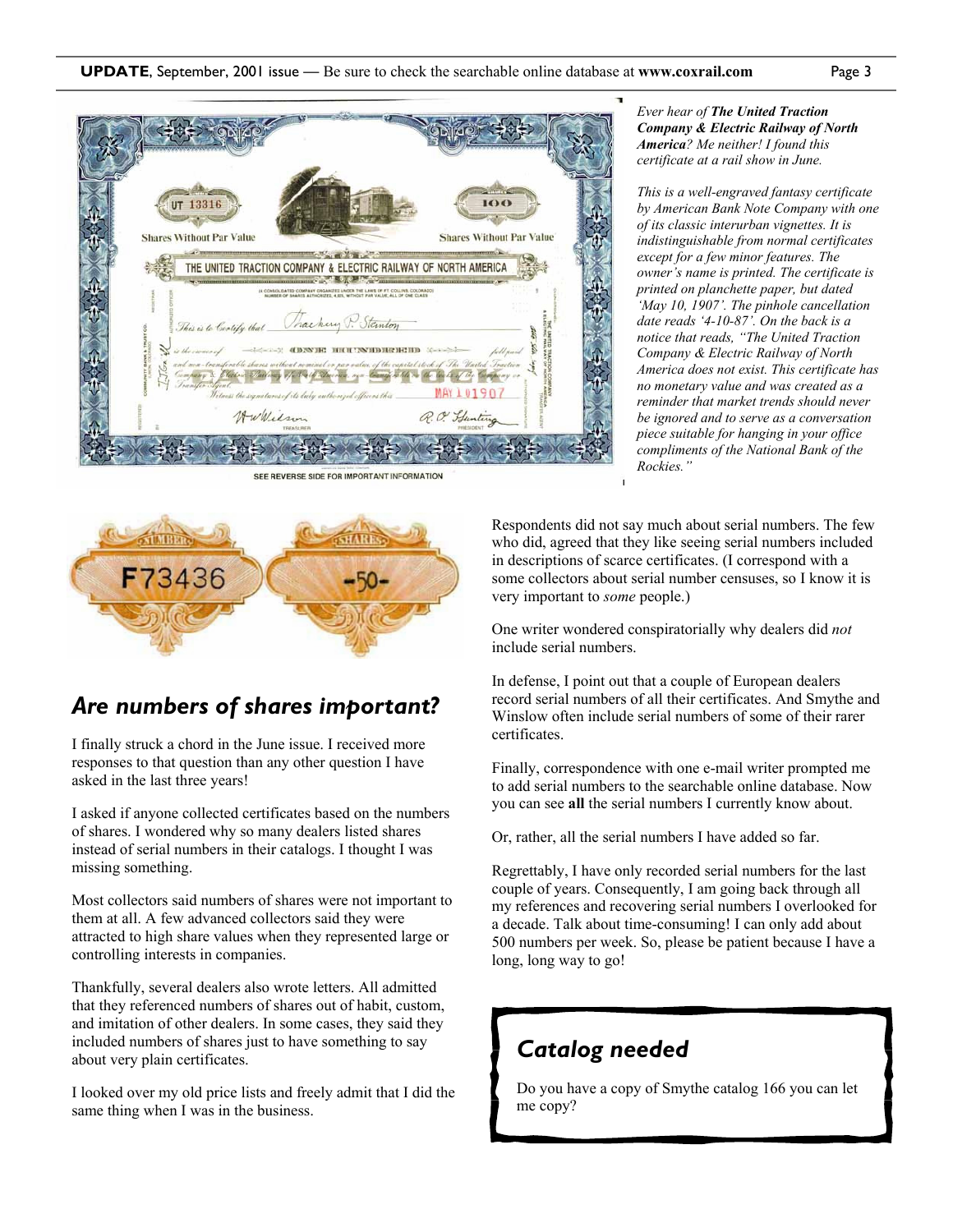*Ever hear of **The United Traction Company & Electric Railway of North America**? Me neither! I found this certificate at a rail show in June.*

*This is a well-engraved fantasy certificate by American Bank Note Company with one of its classic interurban vignettes. It is indistinguishable from normal certificates except for a few minor features. The owner's name is printed. The certificate is printed on planchette paper, but dated 'May 10, 1907'. The pinhole cancellation date reads '4-10-87'. On the back is a notice that reads, "The United Traction Company & Electric Railway of North America does not exist. This certificate has no monetary value and was created as a reminder that market trends should never be ignored and to serve as a conversation piece suitable for hanging in your office compliments of the National Bank of the Rockies."*

## Are numbers of shares important?

I finally struck a chord in the June issue. I received more responses to that question than any other question I have asked in the last three years!

I asked if anyone collected certificates based on the numbers of shares. I wondered why so many dealers listed shares instead of serial numbers in their catalogs. I thought I was missing something.

Most collectors said numbers of shares were not important to them at all. A few advanced collectors said they were attracted to high share values when they represented large or controlling interests in companies.

Thankfully, several dealers also wrote letters. All admitted that they referenced numbers of shares out of habit, custom, and imitation of other dealers. In some cases, they said they included numbers of shares just to have something to say about very plain certificates.

I looked over my old price lists and freely admit that I did the same thing when I was in the business.

Respondents did not say much about serial numbers. The few who did, agreed that they like seeing serial numbers included in descriptions of scarce certificates. (I correspond with a some collectors about serial number censuses, so I know it is very important to *some* people.)

One writer wondered conspiratorially why dealers did *not* include serial numbers.

In defense, I point out that a couple of European dealers record serial numbers of all their certificates. And Smythe and Winslow often include serial numbers of some of their rarer certificates.

Finally, correspondence with one e-mail writer prompted me to add serial numbers to the searchable online database. Now you can see **all** the serial numbers I currently know about.

Or, rather, all the serial numbers I have added so far.

Regrettably, I have only recorded serial numbers for the last couple of years. Consequently, I am going back through all my references and recovering serial numbers I overlooked for a decade. Talk about time-consuming! I can only add about 500 numbers per week. So, please be patient because I have a long, long way to go!

## Catalog needed

Do you have a copy of Smythe catalog 166 you can let me copy?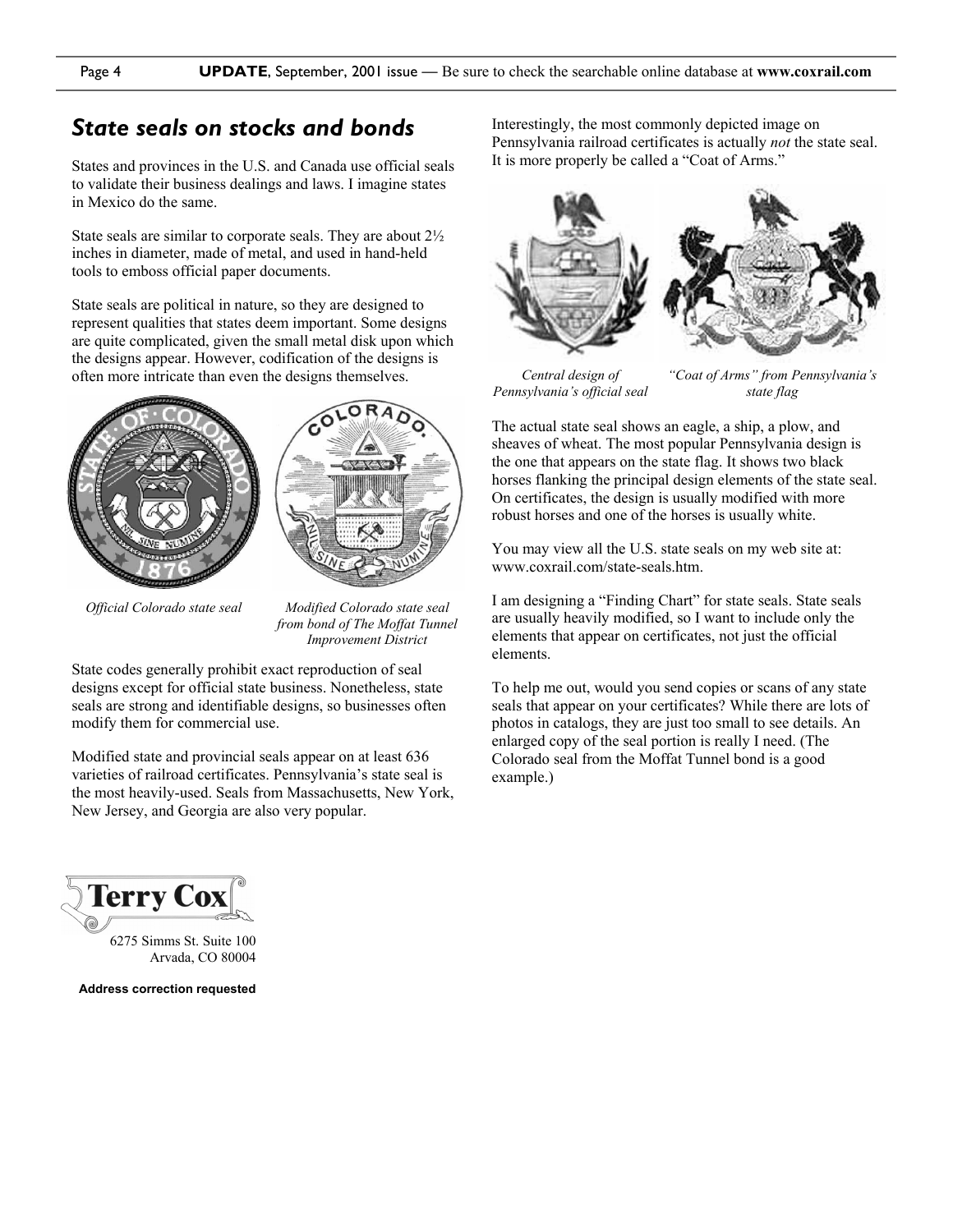## *State seals on stocks and bonds*

States and provinces in the U.S. and Canada use official seals to validate their business dealings and laws. I imagine states in Mexico do the same.

State seals are similar to corporate seals. They are about 2½ inches in diameter, made of metal, and used in hand-held tools to emboss official paper documents.

State seals are political in nature, so they are designed to represent qualities that states deem important. Some designs are quite complicated, given the small metal disk upon which the designs appear. However, codification of the designs is often more intricate than even the designs themselves.

*Official Colorado state seal*

*Modified Colorado state seal from bond of The Moffat Tunnel Improvement District*

State codes generally prohibit exact reproduction of seal designs except for official state business. Nonetheless, state seals are strong and identifiable designs, so businesses often modify them for commercial use.

Modified state and provincial seals appear on at least 636 varieties of railroad certificates. Pennsylvania's state seal is the most heavily-used. Seals from Massachusetts, New York, New Jersey, and Georgia are also very popular.

Interestingly, the most commonly depicted image on Pennsylvania railroad certificates is actually *not* the state seal. It is more properly be called a "Coat of Arms."

*Central design of Pennsylvania's official seal*

*"Coat of Arms" from Pennsylvania's state flag*

The actual state seal shows an eagle, a ship, a plow, and sheaves of wheat. The most popular Pennsylvania design is the one that appears on the state flag. It shows two black horses flanking the principal design elements of the state seal. On certificates, the design is usually modified with more robust horses and one of the horses is usually white.

You may view all the U.S. state seals on my web site at: www.coxrail.com/state-seals.htm.

I am designing a "Finding Chart" for state seals. State seals are usually heavily modified, so I want to include only the elements that appear on certificates, not just the official elements.

To help me out, would you send copies or scans of any state seals that appear on your certificates? While there are lots of photos in catalogs, they are just too small to see details. An enlarged copy of the seal portion is really I need. (The Colorado seal from the Moffat Tunnel bond is a good example.)

**Terry Cox**

6275 Simms St. Suite 100
Arvada, CO 80004

**Address correction requested**